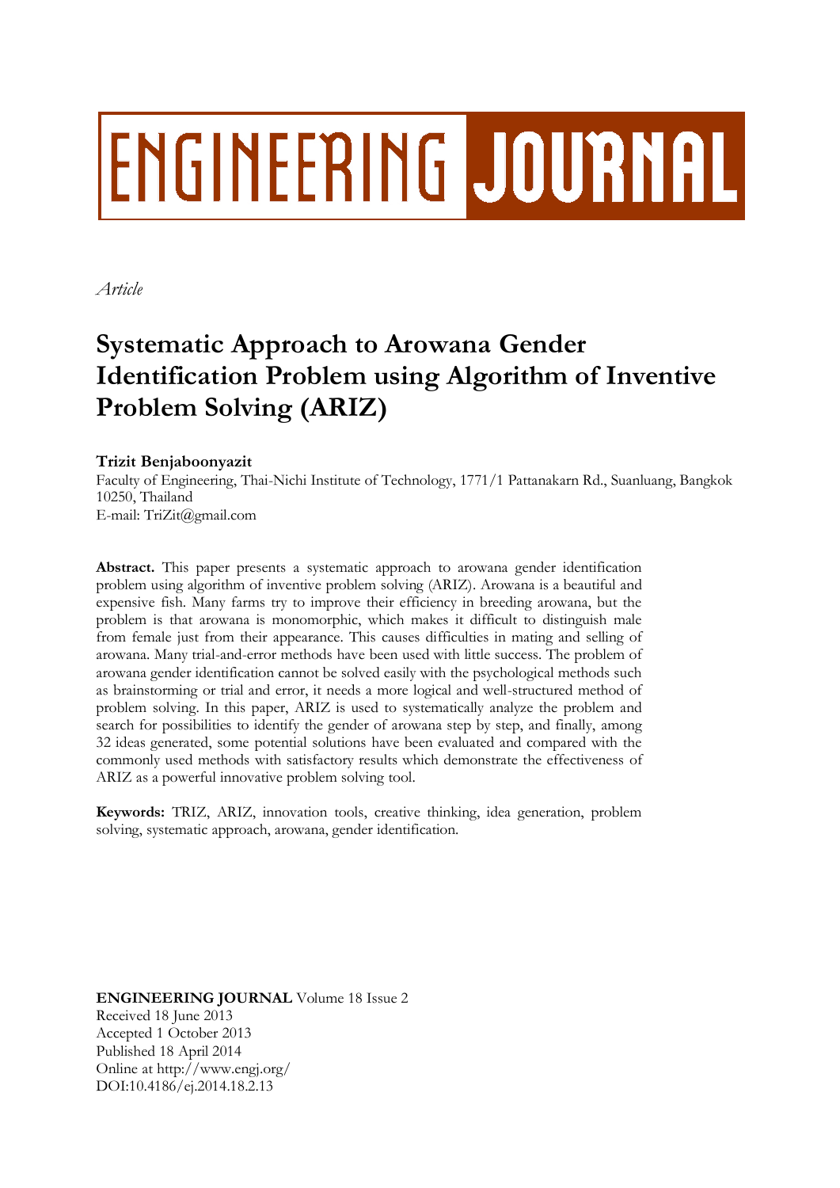# ENGINEERING JOURNAL

*Article*

# Systematic Approach to Arowana Gender Identification Problem using Algorithm of Inventive Problem Solving (ARIZ)

**Trizit Benjaboonyazit**

Faculty of Engineering, Thai-Nichi Institute of Technology, 1771/1 Pattanakarn Rd., Suanluang, Bangkok 10250, Thailand
E-mail: TriZit@gmail.com

**Abstract.** This paper presents a systematic approach to arowana gender identification problem using algorithm of inventive problem solving (ARIZ). Arowana is a beautiful and expensive fish. Many farms try to improve their efficiency in breeding arowana, but the problem is that arowana is monomorphic, which makes it difficult to distinguish male from female just from their appearance. This causes difficulties in mating and selling of arowana. Many trial-and-error methods have been used with little success. The problem of arowana gender identification cannot be solved easily with the psychological methods such as brainstorming or trial and error, it needs a more logical and well-structured method of problem solving. In this paper, ARIZ is used to systematically analyze the problem and search for possibilities to identify the gender of arowana step by step, and finally, among 32 ideas generated, some potential solutions have been evaluated and compared with the commonly used methods with satisfactory results which demonstrate the effectiveness of ARIZ as a powerful innovative problem solving tool.

**Keywords:** TRIZ, ARIZ, innovation tools, creative thinking, idea generation, problem solving, systematic approach, arowana, gender identification.

**ENGINEERING JOURNAL** Volume 18 Issue 2
Received 18 June 2013
Accepted 1 October 2013
Published 18 April 2014
Online at http://www.engj.org/
DOI:10.4186/ej.2014.18.2.13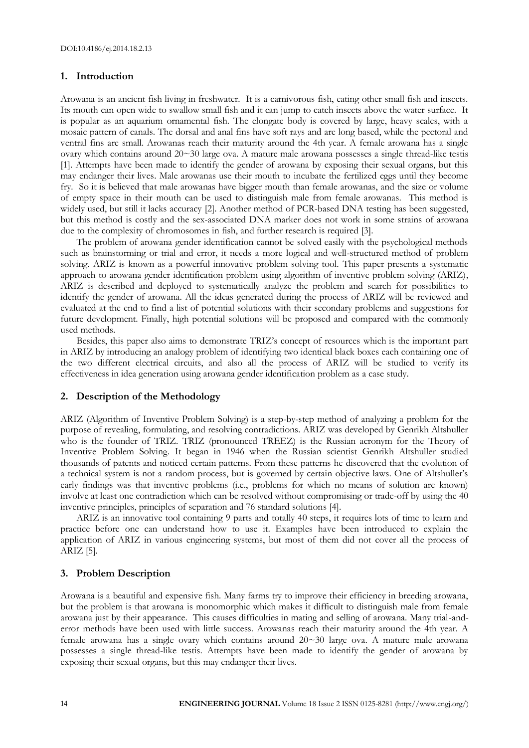## 1. Introduction

Arowana is an ancient fish living in freshwater. It is a carnivorous fish, eating other small fish and insects. Its mouth can open wide to swallow small fish and it can jump to catch insects above the water surface. It is popular as an aquarium ornamental fish. The elongate body is covered by large, heavy scales, with a mosaic pattern of canals. The dorsal and anal fins have soft rays and are long based, while the pectoral and ventral fins are small. Arowanas reach their maturity around the 4th year. A female arowana has a single ovary which contains around 20~30 large ova. A mature male arowana possesses a single thread-like testis [1]. Attempts have been made to identify the gender of arowana by exposing their sexual organs, but this may endanger their lives. Male arowanas use their mouth to incubate the fertilized eggs until they become fry. So it is believed that male arowanas have bigger mouth than female arowanas, and the size or volume of empty space in their mouth can be used to distinguish male from female arowanas. This method is widely used, but still it lacks accuracy [2]. Another method of PCR-based DNA testing has been suggested, but this method is costly and the sex-associated DNA marker does not work in some strains of arowana due to the complexity of chromosomes in fish, and further research is required [3].

The problem of arowana gender identification cannot be solved easily with the psychological methods such as brainstorming or trial and error, it needs a more logical and well-structured method of problem solving. ARIZ is known as a powerful innovative problem solving tool. This paper presents a systematic approach to arowana gender identification problem using algorithm of inventive problem solving (ARIZ), ARIZ is described and deployed to systematically analyze the problem and search for possibilities to identify the gender of arowana. All the ideas generated during the process of ARIZ will be reviewed and evaluated at the end to find a list of potential solutions with their secondary problems and suggestions for future development. Finally, high potential solutions will be proposed and compared with the commonly used methods.

Besides, this paper also aims to demonstrate TRIZ's concept of resources which is the important part in ARIZ by introducing an analogy problem of identifying two identical black boxes each containing one of the two different electrical circuits, and also all the process of ARIZ will be studied to verify its effectiveness in idea generation using arowana gender identification problem as a case study.

## 2. Description of the Methodology

ARIZ (Algorithm of Inventive Problem Solving) is a step-by-step method of analyzing a problem for the purpose of revealing, formulating, and resolving contradictions. ARIZ was developed by Genrikh Altshuller who is the founder of TRIZ. TRIZ (pronounced TREEZ) is the Russian acronym for the Theory of Inventive Problem Solving. It began in 1946 when the Russian scientist Genrikh Altshuller studied thousands of patents and noticed certain patterns. From these patterns he discovered that the evolution of a technical system is not a random process, but is governed by certain objective laws. One of Altshuller's early findings was that inventive problems (i.e., problems for which no means of solution are known) involve at least one contradiction which can be resolved without compromising or trade-off by using the 40 inventive principles, principles of separation and 76 standard solutions [4].

ARIZ is an innovative tool containing 9 parts and totally 40 steps, it requires lots of time to learn and practice before one can understand how to use it. Examples have been introduced to explain the application of ARIZ in various engineering systems, but most of them did not cover all the process of ARIZ [5].

## 3. Problem Description

Arowana is a beautiful and expensive fish. Many farms try to improve their efficiency in breeding arowana, but the problem is that arowana is monomorphic which makes it difficult to distinguish male from female arowana just by their appearance. This causes difficulties in mating and selling of arowana. Many trial-and-error methods have been used with little success. Arowanas reach their maturity around the 4th year. A female arowana has a single ovary which contains around 20~30 large ova. A mature male arowana possesses a single thread-like testis. Attempts have been made to identify the gender of arowana by exposing their sexual organs, but this may endanger their lives.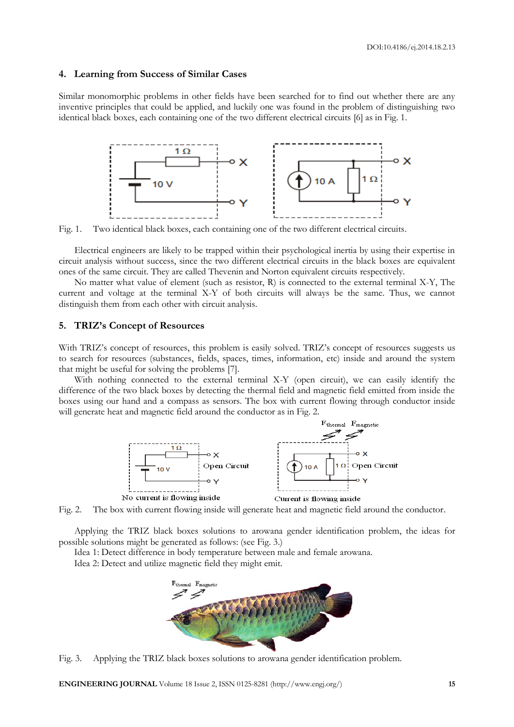## 4. Learning from Success of Similar Cases

Similar monomorphic problems in other fields have been searched for to find out whether there are any inventive principles that could be applied, and luckily one was found in the problem of distinguishing two identical black boxes, each containing one of the two different electrical circuits [6] as in Fig. 1.

Fig. 1. Two identical black boxes, each containing one of the two different electrical circuits.

Electrical engineers are likely to be trapped within their psychological inertia by using their expertise in circuit analysis without success, since the two different electrical circuits in the black boxes are equivalent ones of the same circuit. They are called Thevenin and Norton equivalent circuits respectively.

No matter what value of element (such as resistor, R) is connected to the external terminal X-Y, The current and voltage at the terminal X-Y of both circuits will always be the same. Thus, we cannot distinguish them from each other with circuit analysis.

## 5. TRIZ's Concept of Resources

With TRIZ's concept of resources, this problem is easily solved. TRIZ's concept of resources suggests us to search for resources (substances, fields, spaces, times, information, etc) inside and around the system that might be useful for solving the problems [7].

With nothing connected to the external terminal X-Y (open circuit), we can easily identify the difference of the two black boxes by detecting the thermal field and magnetic field emitted from inside the boxes using our hand and a compass as sensors. The box with current flowing through conductor inside will generate heat and magnetic field around the conductor as in Fig. 2.

Fig. 2. The box with current flowing inside will generate heat and magnetic field around the conductor.

Applying the TRIZ black boxes solutions to arowana gender identification problem, the ideas for possible solutions might be generated as follows: (see Fig. 3.)

Idea 1: Detect difference in body temperature between male and female arowana.

Idea 2: Detect and utilize magnetic field they might emit.

Fig. 3. Applying the TRIZ black boxes solutions to arowana gender identification problem.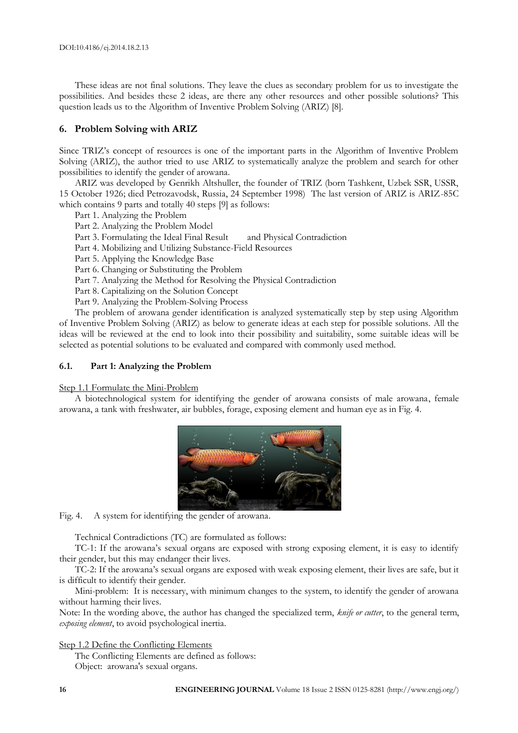These ideas are not final solutions. They leave the clues as secondary problem for us to investigate the possibilities. And besides these 2 ideas, are there any other resources and other possible solutions? This question leads us to the Algorithm of Inventive Problem Solving (ARIZ) [8].

## 6. Problem Solving with ARIZ

Since TRIZ's concept of resources is one of the important parts in the Algorithm of Inventive Problem Solving (ARIZ), the author tried to use ARIZ to systematically analyze the problem and search for other possibilities to identify the gender of arowana.

ARIZ was developed by Genrikh Altshuller, the founder of TRIZ (born Tashkent, Uzbek SSR, USSR, 15 October 1926; died Petrozavodsk, Russia, 24 September 1998) The last version of ARIZ is ARIZ-85C which contains 9 parts and totally 40 steps [9] as follows:

Part 1. Analyzing the Problem
Part 2. Analyzing the Problem Model
Part 3. Formulating the Ideal Final Result and Physical Contradiction
Part 4. Mobilizing and Utilizing Substance-Field Resources
Part 5. Applying the Knowledge Base
Part 6. Changing or Substituting the Problem
Part 7. Analyzing the Method for Resolving the Physical Contradiction
Part 8. Capitalizing on the Solution Concept
Part 9. Analyzing the Problem-Solving Process

The problem of arowana gender identification is analyzed systematically step by step using Algorithm of Inventive Problem Solving (ARIZ) as below to generate ideas at each step for possible solutions. All the ideas will be reviewed at the end to look into their possibility and suitability, some suitable ideas will be selected as potential solutions to be evaluated and compared with commonly used method.

### 6.1. Part 1: Analyzing the Problem

Step 1.1 Formulate the Mini-Problem

A biotechnological system for identifying the gender of arowana consists of male arowana, female arowana, a tank with freshwater, air bubbles, forage, exposing element and human eye as in Fig. 4.

Fig. 4. A system for identifying the gender of arowana.

Technical Contradictions (TC) are formulated as follows:

TC-1: If the arowana's sexual organs are exposed with strong exposing element, it is easy to identify their gender, but this may endanger their lives.

TC-2: If the arowana's sexual organs are exposed with weak exposing element, their lives are safe, but it is difficult to identify their gender.

Mini-problem: It is necessary, with minimum changes to the system, to identify the gender of arowana without harming their lives.

Note: In the wording above, the author has changed the specialized term, *knife or cutter*, to the general term, *exposing element*, to avoid psychological inertia.

Step 1.2 Define the Conflicting Elements

The Conflicting Elements are defined as follows:

Object: arowana's sexual organs.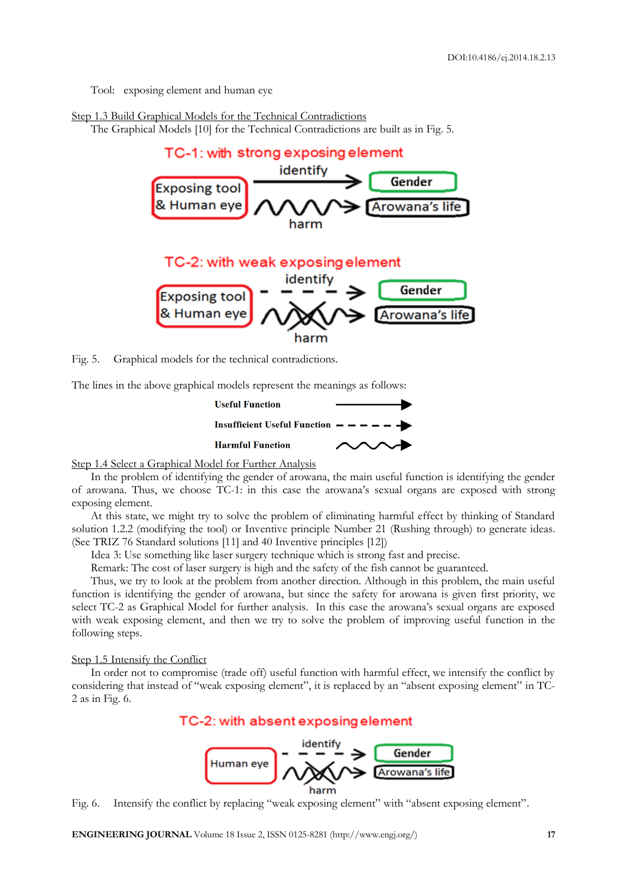Tool: exposing element and human eye

Step 1.3 Build Graphical Models for the Technical Contradictions

The Graphical Models [10] for the Technical Contradictions are built as in Fig. 5.

Fig. 5. Graphical models for the technical contradictions.

The lines in the above graphical models represent the meanings as follows:

**Useful Function**

**Insufficient Useful Function**

**Harmful Function**

Step 1.4 Select a Graphical Model for Further Analysis

In the problem of identifying the gender of arowana, the main useful function is identifying the gender of arowana. Thus, we choose TC-1: in this case the arowana's sexual organs are exposed with strong exposing element.

At this state, we might try to solve the problem of eliminating harmful effect by thinking of Standard solution 1.2.2 (modifying the tool) or Inventive principle Number 21 (Rushing through) to generate ideas. (See TRIZ 76 Standard solutions [11] and 40 Inventive principles [12])

Idea 3: Use something like laser surgery technique which is strong fast and precise.

Remark: The cost of laser surgery is high and the safety of the fish cannot be guaranteed.

Thus, we try to look at the problem from another direction. Although in this problem, the main useful function is identifying the gender of arowana, but since the safety for arowana is given first priority, we select TC-2 as Graphical Model for further analysis. In this case the arowana's sexual organs are exposed with weak exposing element, and then we try to solve the problem of improving useful function in the following steps.

Step 1.5 Intensify the Conflict

In order not to compromise (trade off) useful function with harmful effect, we intensify the conflict by considering that instead of "weak exposing element", it is replaced by an "absent exposing element" in TC-2 as in Fig. 6.

Fig. 6. Intensify the conflict by replacing "weak exposing element" with "absent exposing element".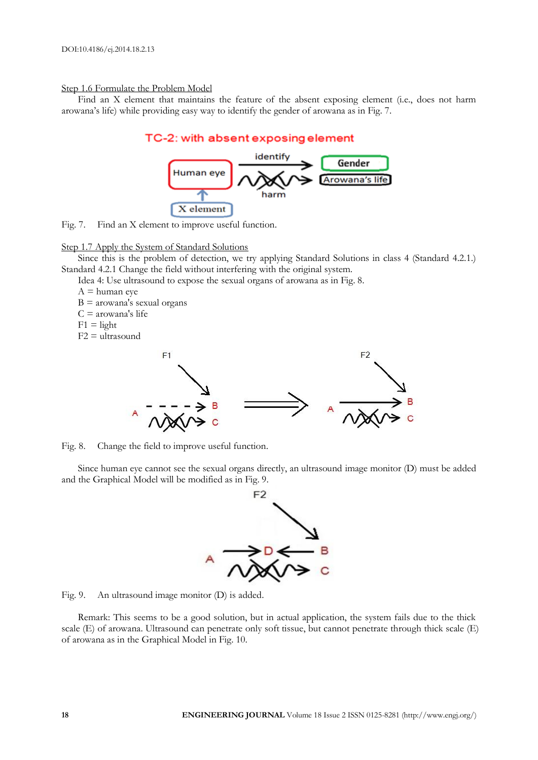Step 1.6 Formulate the Problem Model

Find an X element that maintains the feature of the absent exposing element (i.e., does not harm arowana's life) while providing easy way to identify the gender of arowana as in Fig. 7.

Fig. 7. Find an X element to improve useful function.

Step 1.7 Apply the System of Standard Solutions

Since this is the problem of detection, we try applying Standard Solutions in class 4 (Standard 4.2.1.) Standard 4.2.1 Change the field without interfering with the original system.

Idea 4: Use ultrasound to expose the sexual organs of arowana as in Fig. 8.

A = human eye
B = arowana's sexual organs
C = arowana's life
F1 = light
F2 = ultrasound

Fig. 8. Change the field to improve useful function.

Since human eye cannot see the sexual organs directly, an ultrasound image monitor (D) must be added and the Graphical Model will be modified as in Fig. 9.

Fig. 9. An ultrasound image monitor (D) is added.

Remark: This seems to be a good solution, but in actual application, the system fails due to the thick scale (E) of arowana. Ultrasound can penetrate only soft tissue, but cannot penetrate through thick scale (E) of arowana as in the Graphical Model in Fig. 10.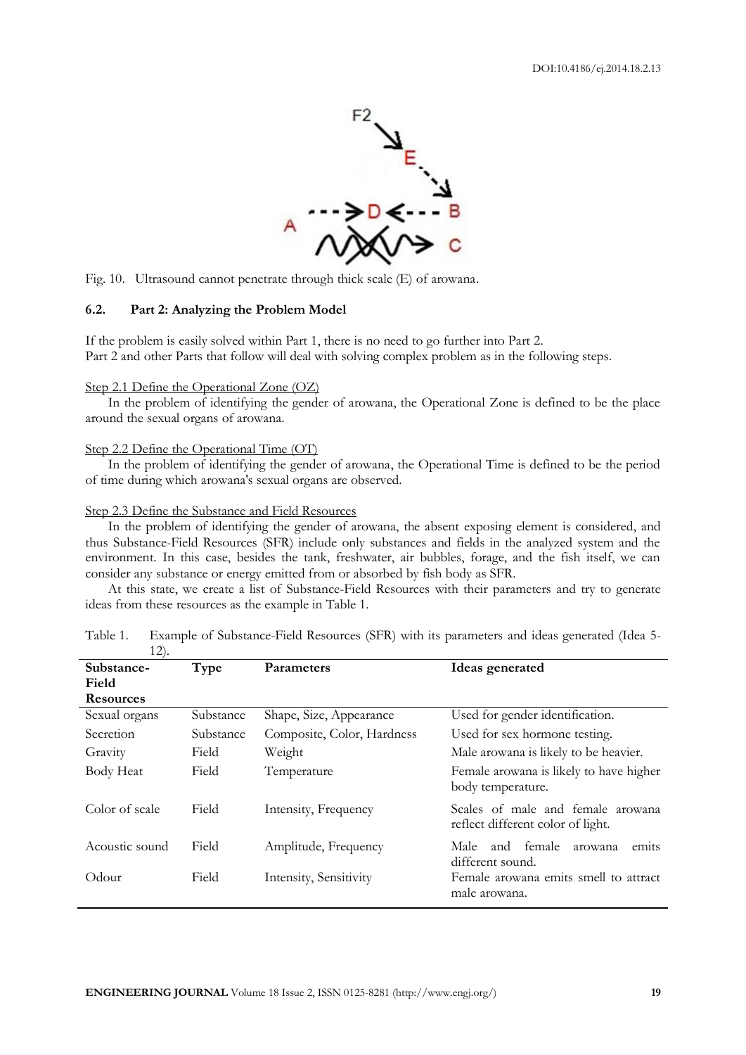Fig. 10. Ultrasound cannot penetrate through thick scale (E) of arowana.

### 6.2. Part 2: Analyzing the Problem Model

If the problem is easily solved within Part 1, there is no need to go further into Part 2.
Part 2 and other Parts that follow will deal with solving complex problem as in the following steps.

Step 2.1 Define the Operational Zone (OZ)

In the problem of identifying the gender of arowana, the Operational Zone is defined to be the place around the sexual organs of arowana.

Step 2.2 Define the Operational Time (OT)

In the problem of identifying the gender of arowana, the Operational Time is defined to be the period of time during which arowana's sexual organs are observed.

Step 2.3 Define the Substance and Field Resources

In the problem of identifying the gender of arowana, the absent exposing element is considered, and thus Substance-Field Resources (SFR) include only substances and fields in the analyzed system and the environment. In this case, besides the tank, freshwater, air bubbles, forage, and the fish itself, we can consider any substance or energy emitted from or absorbed by fish body as SFR.

At this state, we create a list of Substance-Field Resources with their parameters and try to generate ideas from these resources as the example in Table 1.

Table 1. Example of Substance-Field Resources (SFR) with its parameters and ideas generated (Idea 5-12).

| Substance-Field Resources | Type | Parameters | Ideas generated |
|---|---|---|---|
| Sexual organs | Substance | Shape, Size, Appearance | Used for gender identification. |
| Secretion | Substance | Composite, Color, Hardness | Used for sex hormone testing. |
| Gravity | Field | Weight | Male arowana is likely to be heavier. |
| Body Heat | Field | Temperature | Female arowana is likely to have higher body temperature. |
| Color of scale | Field | Intensity, Frequency | Scales of male and female arowana reflect different color of light. |
| Acoustic sound | Field | Amplitude, Frequency | Male and female arowana emits different sound. |
| Odour | Field | Intensity, Sensitivity | Female arowana emits smell to attract male arowana. |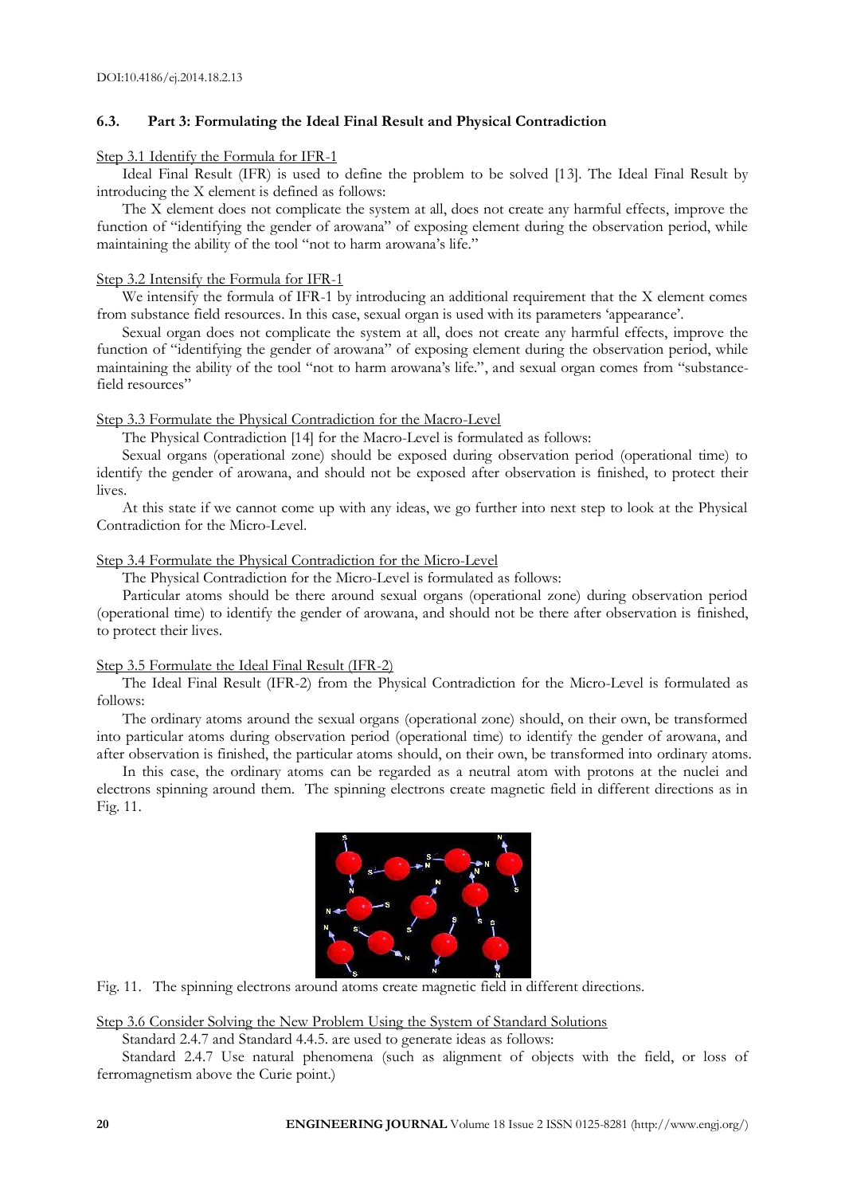### 6.3. Part 3: Formulating the Ideal Final Result and Physical Contradiction

Step 3.1 Identify the Formula for IFR-1

Ideal Final Result (IFR) is used to define the problem to be solved [13]. The Ideal Final Result by introducing the X element is defined as follows:

The X element does not complicate the system at all, does not create any harmful effects, improve the function of "identifying the gender of arowana" of exposing element during the observation period, while maintaining the ability of the tool "not to harm arowana's life."

Step 3.2 Intensify the Formula for IFR-1

We intensify the formula of IFR-1 by introducing an additional requirement that the X element comes from substance field resources. In this case, sexual organ is used with its parameters 'appearance'.

Sexual organ does not complicate the system at all, does not create any harmful effects, improve the function of "identifying the gender of arowana" of exposing element during the observation period, while maintaining the ability of the tool "not to harm arowana's life.", and sexual organ comes from "substance-field resources"

Step 3.3 Formulate the Physical Contradiction for the Macro-Level

The Physical Contradiction [14] for the Macro-Level is formulated as follows:

Sexual organs (operational zone) should be exposed during observation period (operational time) to identify the gender of arowana, and should not be exposed after observation is finished, to protect their lives.

At this state if we cannot come up with any ideas, we go further into next step to look at the Physical Contradiction for the Micro-Level.

Step 3.4 Formulate the Physical Contradiction for the Micro-Level

The Physical Contradiction for the Micro-Level is formulated as follows:

Particular atoms should be there around sexual organs (operational zone) during observation period (operational time) to identify the gender of arowana, and should not be there after observation is finished, to protect their lives.

Step 3.5 Formulate the Ideal Final Result (IFR-2)

The Ideal Final Result (IFR-2) from the Physical Contradiction for the Micro-Level is formulated as follows:

The ordinary atoms around the sexual organs (operational zone) should, on their own, be transformed into particular atoms during observation period (operational time) to identify the gender of arowana, and after observation is finished, the particular atoms should, on their own, be transformed into ordinary atoms.

In this case, the ordinary atoms can be regarded as a neutral atom with protons at the nuclei and electrons spinning around them. The spinning electrons create magnetic field in different directions as in Fig. 11.

Fig. 11. The spinning electrons around atoms create magnetic field in different directions.

Step 3.6 Consider Solving the New Problem Using the System of Standard Solutions

Standard 2.4.7 and Standard 4.4.5. are used to generate ideas as follows:

Standard 2.4.7 Use natural phenomena (such as alignment of objects with the field, or loss of ferromagnetism above the Curie point.)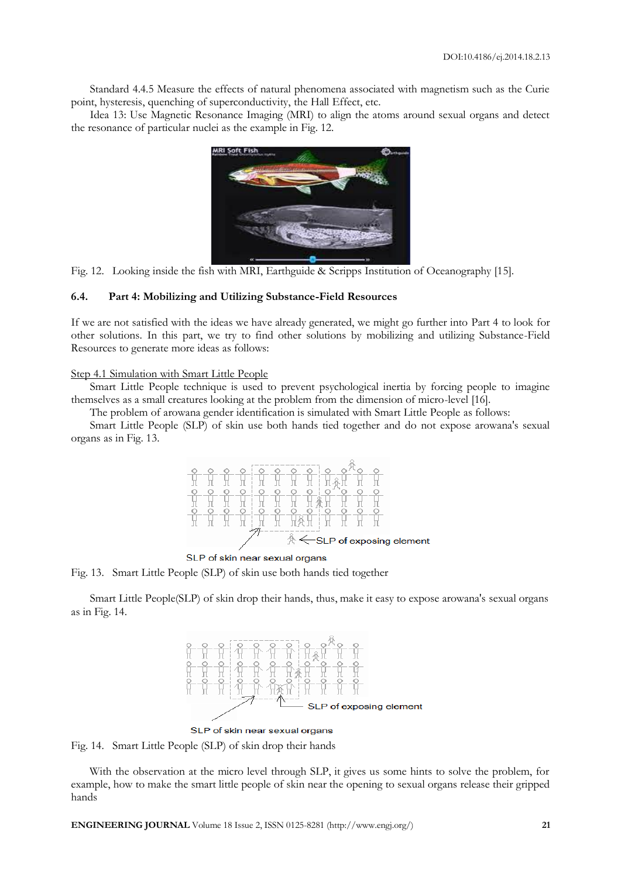Standard 4.4.5 Measure the effects of natural phenomena associated with magnetism such as the Curie point, hysteresis, quenching of superconductivity, the Hall Effect, etc.

Idea 13: Use Magnetic Resonance Imaging (MRI) to align the atoms around sexual organs and detect the resonance of particular nuclei as the example in Fig. 12.

Fig. 12. Looking inside the fish with MRI, Earthguide & Scripps Institution of Oceanography [15].

### 6.4. Part 4: Mobilizing and Utilizing Substance-Field Resources

If we are not satisfied with the ideas we have already generated, we might go further into Part 4 to look for other solutions. In this part, we try to find other solutions by mobilizing and utilizing Substance-Field Resources to generate more ideas as follows:

Step 4.1 Simulation with Smart Little People

Smart Little People technique is used to prevent psychological inertia by forcing people to imagine themselves as a small creatures looking at the problem from the dimension of micro-level [16].

The problem of arowana gender identification is simulated with Smart Little People as follows:

Smart Little People (SLP) of skin use both hands tied together and do not expose arowana's sexual organs as in Fig. 13.

SLP of exposing element

SLP of skin near sexual organs

Fig. 13. Smart Little People (SLP) of skin use both hands tied together

Smart Little People(SLP) of skin drop their hands, thus, make it easy to expose arowana's sexual organs as in Fig. 14.

SLP of exposing element

SLP of skin near sexual organs

Fig. 14. Smart Little People (SLP) of skin drop their hands

With the observation at the micro level through SLP, it gives us some hints to solve the problem, for example, how to make the smart little people of skin near the opening to sexual organs release their gripped hands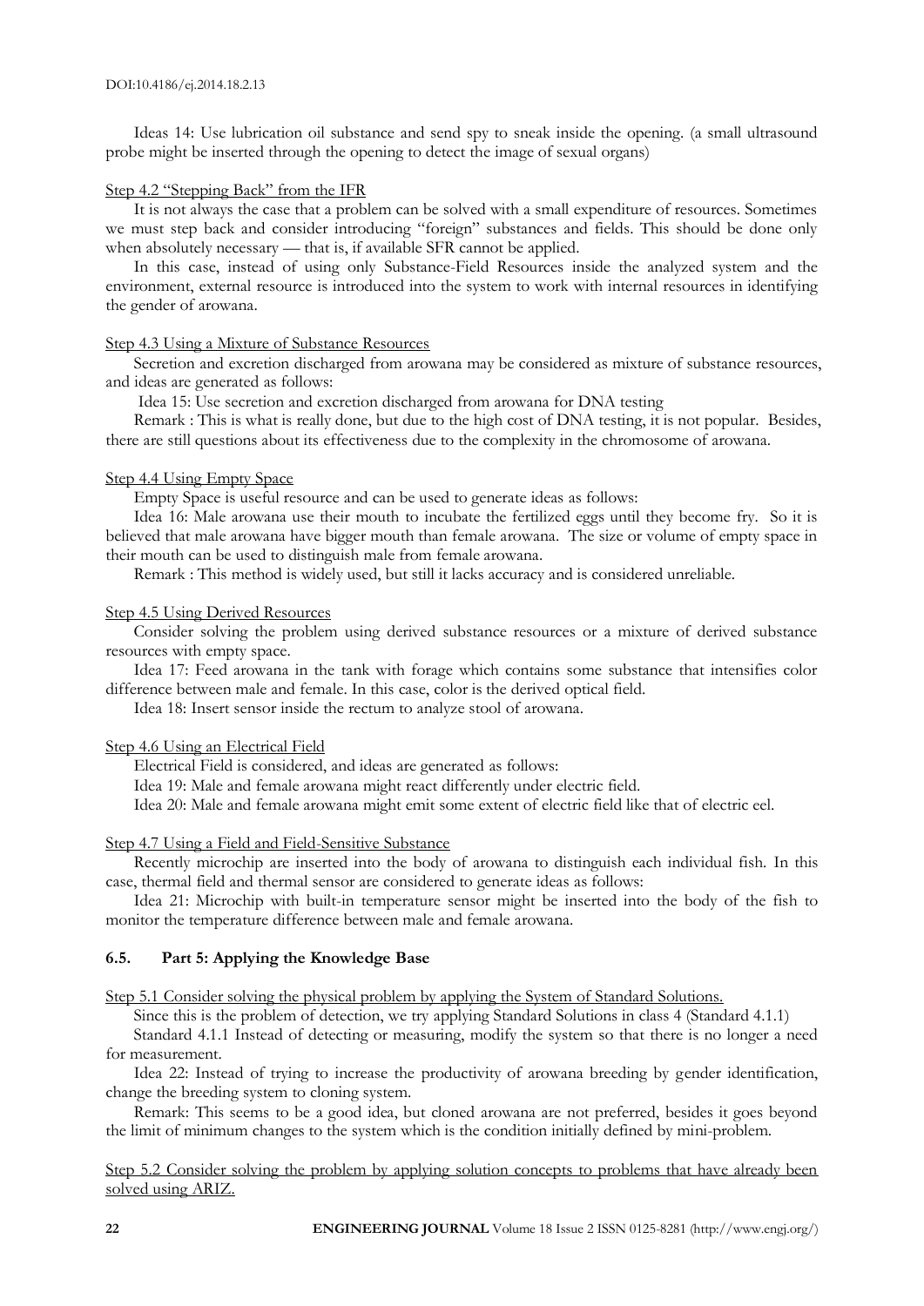Ideas 14: Use lubrication oil substance and send spy to sneak inside the opening. (a small ultrasound probe might be inserted through the opening to detect the image of sexual organs)

Step 4.2 "Stepping Back" from the IFR

It is not always the case that a problem can be solved with a small expenditure of resources. Sometimes we must step back and consider introducing "foreign" substances and fields. This should be done only when absolutely necessary — that is, if available SFR cannot be applied.

In this case, instead of using only Substance-Field Resources inside the analyzed system and the environment, external resource is introduced into the system to work with internal resources in identifying the gender of arowana.

Step 4.3 Using a Mixture of Substance Resources

Secretion and excretion discharged from arowana may be considered as mixture of substance resources, and ideas are generated as follows:

Idea 15: Use secretion and excretion discharged from arowana for DNA testing

Remark : This is what is really done, but due to the high cost of DNA testing, it is not popular. Besides, there are still questions about its effectiveness due to the complexity in the chromosome of arowana.

Step 4.4 Using Empty Space

Empty Space is useful resource and can be used to generate ideas as follows:

Idea 16: Male arowana use their mouth to incubate the fertilized eggs until they become fry. So it is believed that male arowana have bigger mouth than female arowana. The size or volume of empty space in their mouth can be used to distinguish male from female arowana.

Remark : This method is widely used, but still it lacks accuracy and is considered unreliable.

Step 4.5 Using Derived Resources

Consider solving the problem using derived substance resources or a mixture of derived substance resources with empty space.

Idea 17: Feed arowana in the tank with forage which contains some substance that intensifies color difference between male and female. In this case, color is the derived optical field.

Idea 18: Insert sensor inside the rectum to analyze stool of arowana.

Step 4.6 Using an Electrical Field

Electrical Field is considered, and ideas are generated as follows:

Idea 19: Male and female arowana might react differently under electric field.

Idea 20: Male and female arowana might emit some extent of electric field like that of electric eel.

Step 4.7 Using a Field and Field-Sensitive Substance

Recently microchip are inserted into the body of arowana to distinguish each individual fish. In this case, thermal field and thermal sensor are considered to generate ideas as follows:

Idea 21: Microchip with built-in temperature sensor might be inserted into the body of the fish to monitor the temperature difference between male and female arowana.

### 6.5. Part 5: Applying the Knowledge Base

Step 5.1 Consider solving the physical problem by applying the System of Standard Solutions.

Since this is the problem of detection, we try applying Standard Solutions in class 4 (Standard 4.1.1)

Standard 4.1.1 Instead of detecting or measuring, modify the system so that there is no longer a need for measurement.

Idea 22: Instead of trying to increase the productivity of arowana breeding by gender identification, change the breeding system to cloning system.

Remark: This seems to be a good idea, but cloned arowana are not preferred, besides it goes beyond the limit of minimum changes to the system which is the condition initially defined by mini-problem.

Step 5.2 Consider solving the problem by applying solution concepts to problems that have already been solved using ARIZ.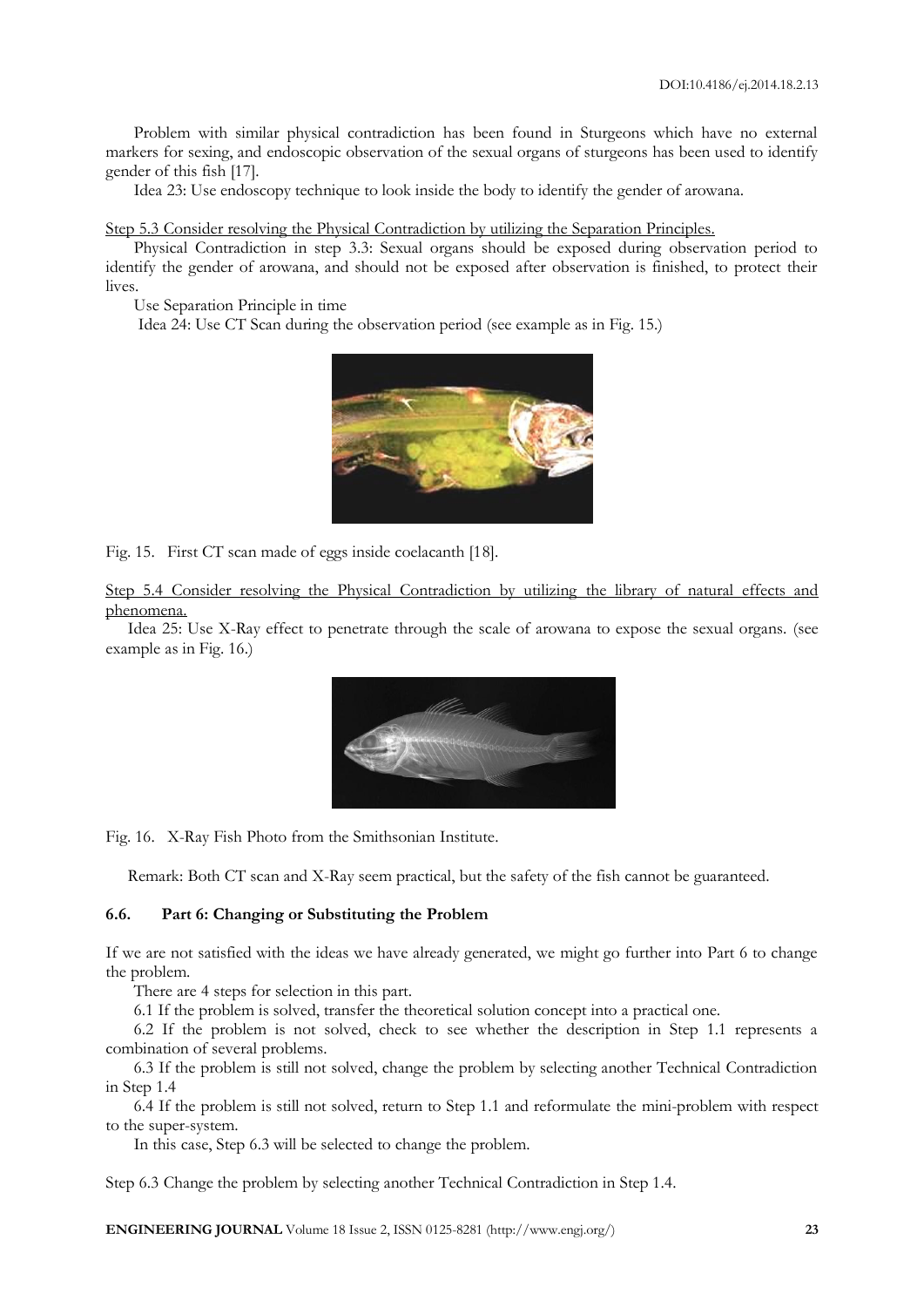Problem with similar physical contradiction has been found in Sturgeons which have no external markers for sexing, and endoscopic observation of the sexual organs of sturgeons has been used to identify gender of this fish [17].

Idea 23: Use endoscopy technique to look inside the body to identify the gender of arowana.

Step 5.3 Consider resolving the Physical Contradiction by utilizing the Separation Principles.

Physical Contradiction in step 3.3: Sexual organs should be exposed during observation period to identify the gender of arowana, and should not be exposed after observation is finished, to protect their lives.

Use Separation Principle in time

Idea 24: Use CT Scan during the observation period (see example as in Fig. 15.)

Fig. 15. First CT scan made of eggs inside coelacanth [18].

Step 5.4 Consider resolving the Physical Contradiction by utilizing the library of natural effects and phenomena.

Idea 25: Use X-Ray effect to penetrate through the scale of arowana to expose the sexual organs. (see example as in Fig. 16.)

Fig. 16. X-Ray Fish Photo from the Smithsonian Institute.

Remark: Both CT scan and X-Ray seem practical, but the safety of the fish cannot be guaranteed.

### 6.6. Part 6: Changing or Substituting the Problem

If we are not satisfied with the ideas we have already generated, we might go further into Part 6 to change the problem.

There are 4 steps for selection in this part.

6.1 If the problem is solved, transfer the theoretical solution concept into a practical one.

6.2 If the problem is not solved, check to see whether the description in Step 1.1 represents a combination of several problems.

6.3 If the problem is still not solved, change the problem by selecting another Technical Contradiction in Step 1.4

6.4 If the problem is still not solved, return to Step 1.1 and reformulate the mini-problem with respect to the super-system.

In this case, Step 6.3 will be selected to change the problem.

Step 6.3 Change the problem by selecting another Technical Contradiction in Step 1.4.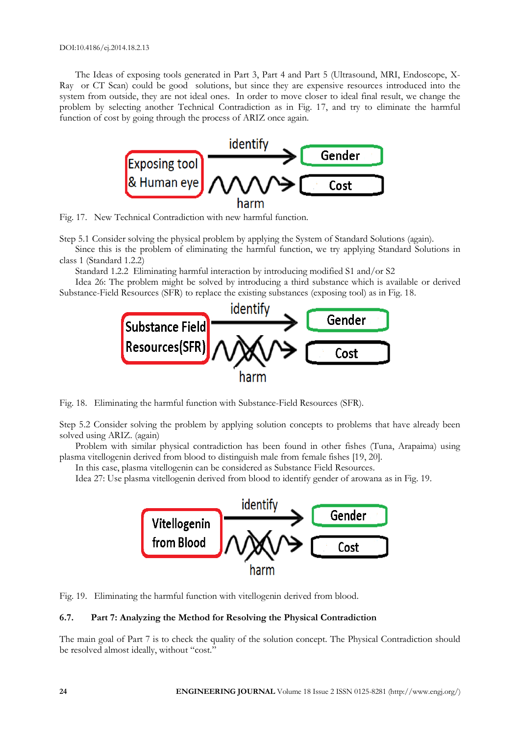The Ideas of exposing tools generated in Part 3, Part 4 and Part 5 (Ultrasound, MRI, Endoscope, X-Ray or CT Scan) could be good solutions, but since they are expensive resources introduced into the system from outside, they are not ideal ones. In order to move closer to ideal final result, we change the problem by selecting another Technical Contradiction as in Fig. 17, and try to eliminate the harmful function of cost by going through the process of ARIZ once again.

Fig. 17. New Technical Contradiction with new harmful function.

Step 5.1 Consider solving the physical problem by applying the System of Standard Solutions (again).

Since this is the problem of eliminating the harmful function, we try applying Standard Solutions in class 1 (Standard 1.2.2)

Standard 1.2.2 Eliminating harmful interaction by introducing modified S1 and/or S2

Idea 26: The problem might be solved by introducing a third substance which is available or derived Substance-Field Resources (SFR) to replace the existing substances (exposing tool) as in Fig. 18.

Fig. 18. Eliminating the harmful function with Substance-Field Resources (SFR).

Step 5.2 Consider solving the problem by applying solution concepts to problems that have already been solved using ARIZ. (again)

Problem with similar physical contradiction has been found in other fishes (Tuna, Arapaima) using plasma vitellogenin derived from blood to distinguish male from female fishes [19, 20].

In this case, plasma vitellogenin can be considered as Substance Field Resources.

Idea 27: Use plasma vitellogenin derived from blood to identify gender of arowana as in Fig. 19.

Fig. 19. Eliminating the harmful function with vitellogenin derived from blood.

### 6.7. Part 7: Analyzing the Method for Resolving the Physical Contradiction

The main goal of Part 7 is to check the quality of the solution concept. The Physical Contradiction should be resolved almost ideally, without "cost."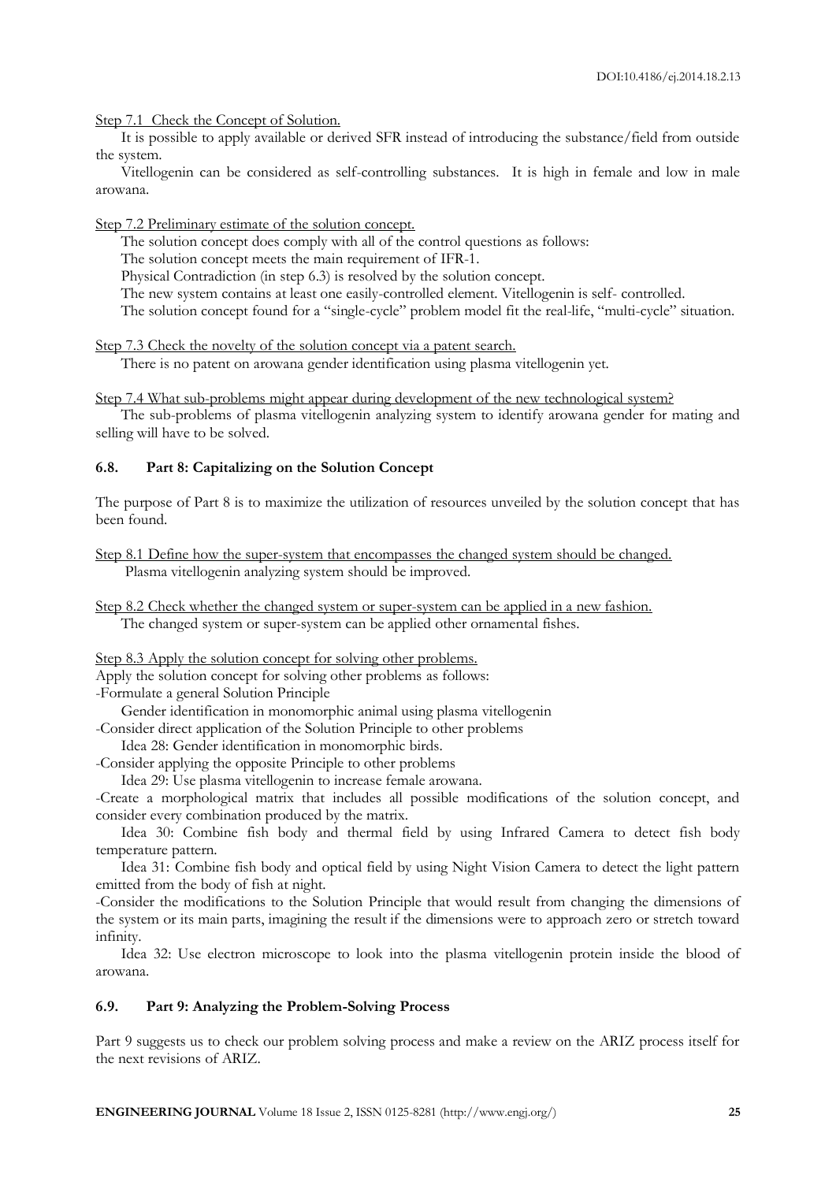Step 7.1 Check the Concept of Solution.

It is possible to apply available or derived SFR instead of introducing the substance/field from outside the system.

Vitellogenin can be considered as self-controlling substances. It is high in female and low in male arowana.

Step 7.2 Preliminary estimate of the solution concept.

The solution concept does comply with all of the control questions as follows:

The solution concept meets the main requirement of IFR-1.

Physical Contradiction (in step 6.3) is resolved by the solution concept.

The new system contains at least one easily-controlled element. Vitellogenin is self- controlled.

The solution concept found for a "single-cycle" problem model fit the real-life, "multi-cycle" situation.

Step 7.3 Check the novelty of the solution concept via a patent search.

There is no patent on arowana gender identification using plasma vitellogenin yet.

Step 7.4 What sub-problems might appear during development of the new technological system?

The sub-problems of plasma vitellogenin analyzing system to identify arowana gender for mating and selling will have to be solved.

### 6.8. Part 8: Capitalizing on the Solution Concept

The purpose of Part 8 is to maximize the utilization of resources unveiled by the solution concept that has been found.

Step 8.1 Define how the super-system that encompasses the changed system should be changed.

Plasma vitellogenin analyzing system should be improved.

Step 8.2 Check whether the changed system or super-system can be applied in a new fashion.

The changed system or super-system can be applied other ornamental fishes.

Step 8.3 Apply the solution concept for solving other problems.

Apply the solution concept for solving other problems as follows:

-Formulate a general Solution Principle

Gender identification in monomorphic animal using plasma vitellogenin

-Consider direct application of the Solution Principle to other problems

Idea 28: Gender identification in monomorphic birds.

-Consider applying the opposite Principle to other problems

Idea 29: Use plasma vitellogenin to increase female arowana.

-Create a morphological matrix that includes all possible modifications of the solution concept, and consider every combination produced by the matrix.

Idea 30: Combine fish body and thermal field by using Infrared Camera to detect fish body temperature pattern.

Idea 31: Combine fish body and optical field by using Night Vision Camera to detect the light pattern emitted from the body of fish at night.

-Consider the modifications to the Solution Principle that would result from changing the dimensions of the system or its main parts, imagining the result if the dimensions were to approach zero or stretch toward infinity.

Idea 32: Use electron microscope to look into the plasma vitellogenin protein inside the blood of arowana.

### 6.9. Part 9: Analyzing the Problem-Solving Process

Part 9 suggests us to check our problem solving process and make a review on the ARIZ process itself for the next revisions of ARIZ.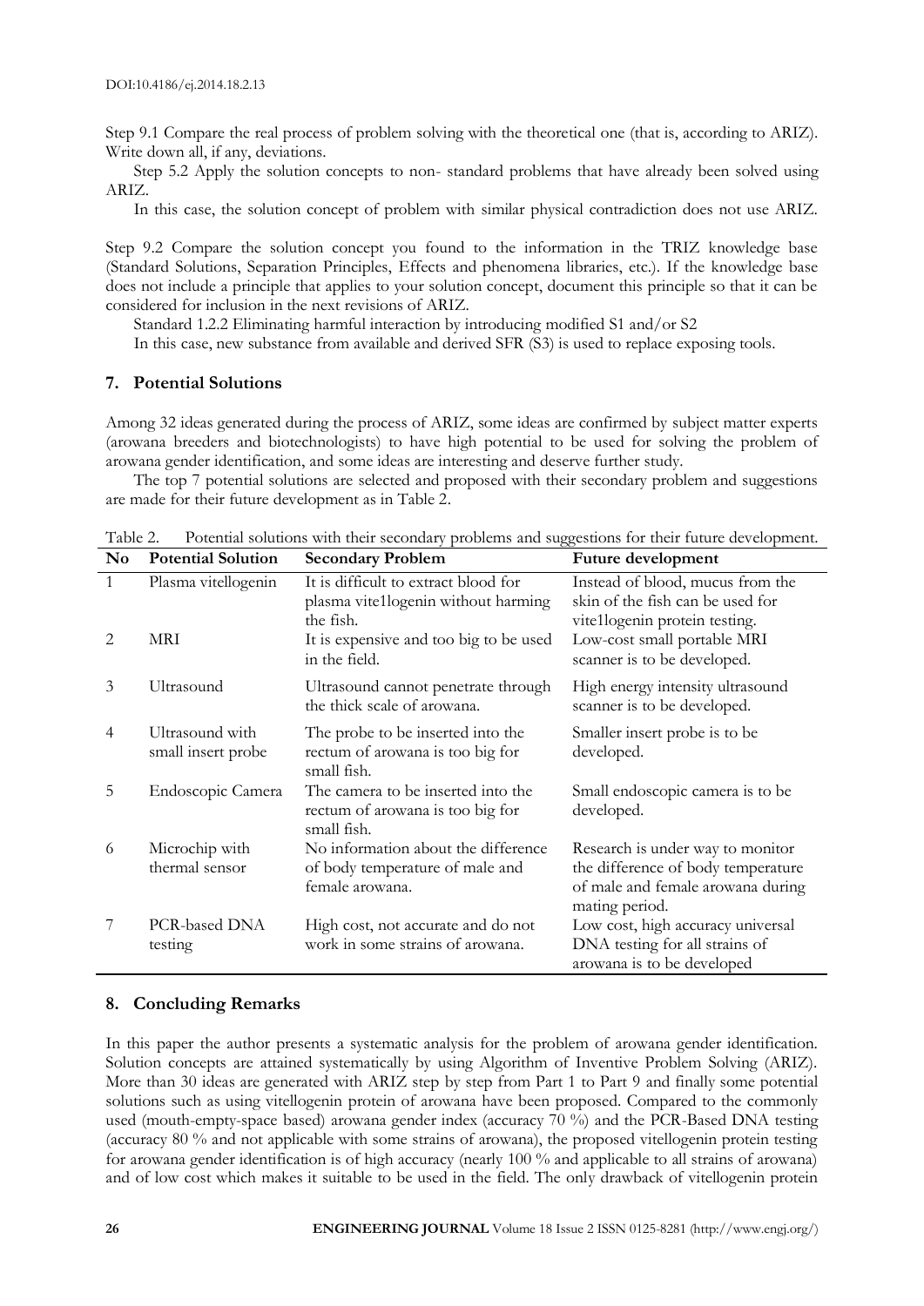Step 9.1 Compare the real process of problem solving with the theoretical one (that is, according to ARIZ). Write down all, if any, deviations.

Step 5.2 Apply the solution concepts to non- standard problems that have already been solved using ARIZ.

In this case, the solution concept of problem with similar physical contradiction does not use ARIZ.

Step 9.2 Compare the solution concept you found to the information in the TRIZ knowledge base (Standard Solutions, Separation Principles, Effects and phenomena libraries, etc.). If the knowledge base does not include a principle that applies to your solution concept, document this principle so that it can be considered for inclusion in the next revisions of ARIZ.

Standard 1.2.2 Eliminating harmful interaction by introducing modified S1 and/or S2

In this case, new substance from available and derived SFR (S3) is used to replace exposing tools.

## 7. Potential Solutions

Among 32 ideas generated during the process of ARIZ, some ideas are confirmed by subject matter experts (arowana breeders and biotechnologists) to have high potential to be used for solving the problem of arowana gender identification, and some ideas are interesting and deserve further study.

The top 7 potential solutions are selected and proposed with their secondary problem and suggestions are made for their future development as in Table 2.

Table 2. Potential solutions with their secondary problems and suggestions for their future development.

| No | Potential Solution | Secondary Problem | Future development |
|---|---|---|---|
| 1 | Plasma vitellogenin | It is difficult to extract blood for plasma vite1logenin without harming the fish. | Instead of blood, mucus from the skin of the fish can be used for vite1logenin protein testing. |
| 2 | MRI | It is expensive and too big to be used in the field. | Low-cost small portable MRI scanner is to be developed. |
| 3 | Ultrasound | Ultrasound cannot penetrate through the thick scale of arowana. | High energy intensity ultrasound scanner is to be developed. |
| 4 | Ultrasound with small insert probe | The probe to be inserted into the rectum of arowana is too big for small fish. | Smaller insert probe is to be developed. |
| 5 | Endoscopic Camera | The camera to be inserted into the rectum of arowana is too big for small fish. | Small endoscopic camera is to be developed. |
| 6 | Microchip with thermal sensor | No information about the difference of body temperature of male and female arowana. | Research is under way to monitor the difference of body temperature of male and female arowana during mating period. |
| 7 | PCR-based DNA testing | High cost, not accurate and do not work in some strains of arowana. | Low cost, high accuracy universal DNA testing for all strains of arowana is to be developed |

## 8. Concluding Remarks

In this paper the author presents a systematic analysis for the problem of arowana gender identification. Solution concepts are attained systematically by using Algorithm of Inventive Problem Solving (ARIZ). More than 30 ideas are generated with ARIZ step by step from Part 1 to Part 9 and finally some potential solutions such as using vitellogenin protein of arowana have been proposed. Compared to the commonly used (mouth-empty-space based) arowana gender index (accuracy 70 %) and the PCR-Based DNA testing (accuracy 80 % and not applicable with some strains of arowana), the proposed vitellogenin protein testing for arowana gender identification is of high accuracy (nearly 100 % and applicable to all strains of arowana) and of low cost which makes it suitable to be used in the field. The only drawback of vitellogenin protein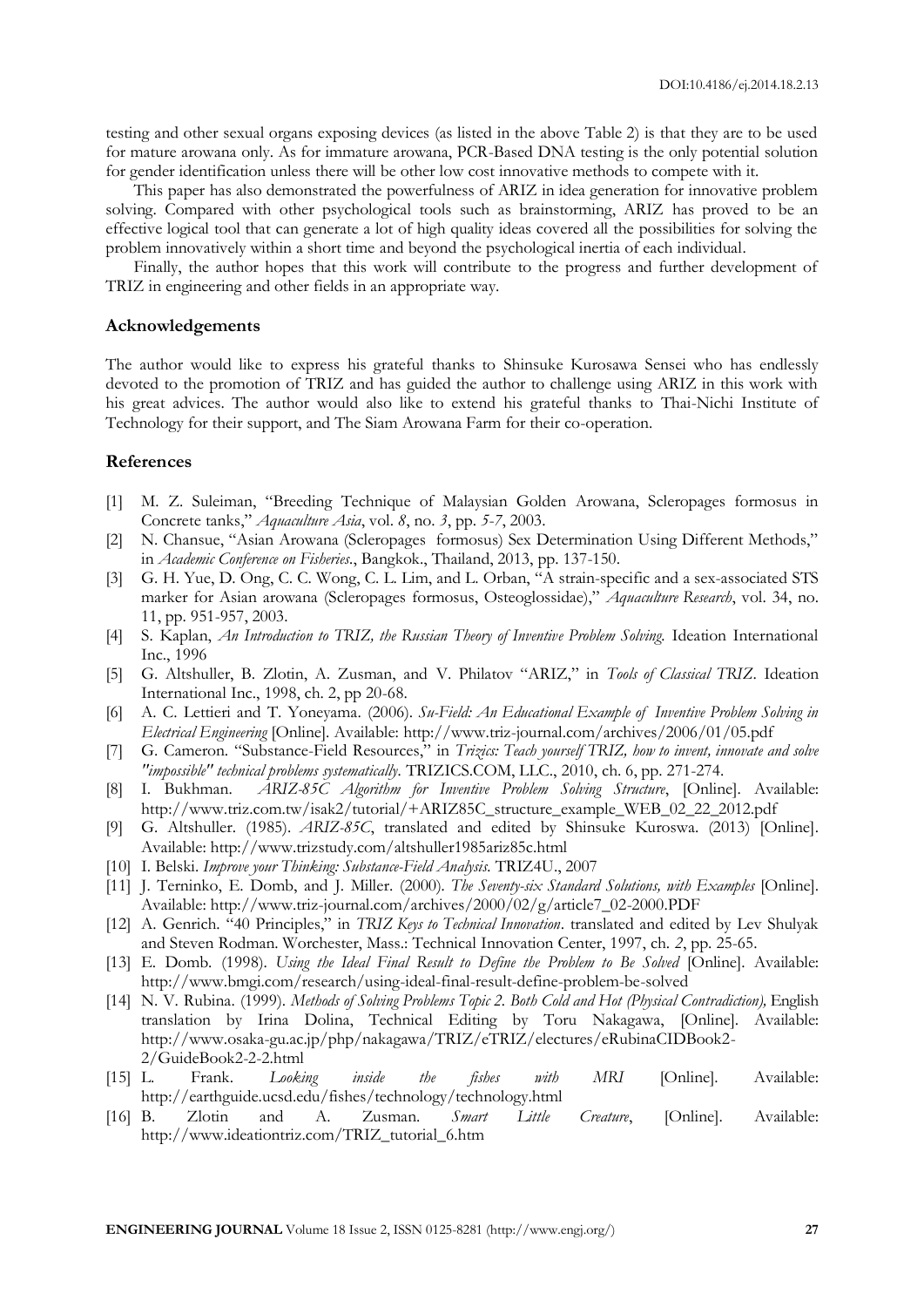testing and other sexual organs exposing devices (as listed in the above Table 2) is that they are to be used for mature arowana only. As for immature arowana, PCR-Based DNA testing is the only potential solution for gender identification unless there will be other low cost innovative methods to compete with it.

This paper has also demonstrated the powerfulness of ARIZ in idea generation for innovative problem solving. Compared with other psychological tools such as brainstorming, ARIZ has proved to be an effective logical tool that can generate a lot of high quality ideas covered all the possibilities for solving the problem innovatively within a short time and beyond the psychological inertia of each individual.

Finally, the author hopes that this work will contribute to the progress and further development of TRIZ in engineering and other fields in an appropriate way.

## Acknowledgements

The author would like to express his grateful thanks to Shinsuke Kurosawa Sensei who has endlessly devoted to the promotion of TRIZ and has guided the author to challenge using ARIZ in this work with his great advices. The author would also like to extend his grateful thanks to Thai-Nichi Institute of Technology for their support, and The Siam Arowana Farm for their co-operation.

## References

[1] M. Z. Suleiman, "Breeding Technique of Malaysian Golden Arowana, Scleropages formosus in Concrete tanks," *Aquaculture Asia*, vol. *8*, no. *3*, pp. *5-7*, 2003.

[2] N. Chansue, "Asian Arowana (Scleropages formosus) Sex Determination Using Different Methods," in *Academic Conference on Fisheries.*, Bangkok., Thailand, 2013, pp. 137-150.

[3] G. H. Yue, D. Ong, C. C. Wong, C. L. Lim, and L. Orban, "A strain-specific and a sex-associated STS marker for Asian arowana (Scleropages formosus, Osteoglossidae)," *Aquaculture Research*, vol. 34, no. 11, pp. 951-957, 2003.

[4] S. Kaplan, *An Introduction to TRIZ, the Russian Theory of Inventive Problem Solving.* Ideation International Inc., 1996

[5] G. Altshuller, B. Zlotin, A. Zusman, and V. Philatov "ARIZ," in *Tools of Classical TRIZ*. Ideation International Inc., 1998, ch. 2, pp 20-68.

[6] A. C. Lettieri and T. Yoneyama. (2006). *Su-Field: An Educational Example of Inventive Problem Solving in Electrical Engineering* [Online]. Available: http://www.triz-journal.com/archives/2006/01/05.pdf

[7] G. Cameron. "Substance-Field Resources," in *Trizics: Teach yourself TRIZ, how to invent, innovate and solve "impossible" technical problems systematically*. TRIZICS.COM, LLC., 2010, ch. 6, pp. 271-274.

[8] I. Bukhman. *ARIZ-85C Algorithm for Inventive Problem Solving Structure*, [Online]. Available: http://www.triz.com.tw/isak2/tutorial/+ARIZ85C_structure_example_WEB_02_22_2012.pdf

[9] G. Altshuller. (1985). *ARIZ-85C*, translated and edited by Shinsuke Kuroswa. (2013) [Online]. Available: http://www.trizstudy.com/altshuller1985ariz85c.html

[10] I. Belski. *Improve your Thinking: Substance-Field Analysis.* TRIZ4U., 2007

[11] J. Terninko, E. Domb, and J. Miller. (2000). *The Seventy-six Standard Solutions, with Examples* [Online]. Available: http://www.triz-journal.com/archives/2000/02/g/article7_02-2000.PDF

[12] A. Genrich. "40 Principles," in *TRIZ Keys to Technical Innovation*. translated and edited by Lev Shulyak and Steven Rodman. Worchester, Mass.: Technical Innovation Center, 1997, ch. *2*, pp. 25-65.

[13] E. Domb. (1998). *Using the Ideal Final Result to Define the Problem to Be Solved* [Online]. Available: http://www.bmgi.com/research/using-ideal-final-result-define-problem-be-solved

[14] N. V. Rubina. (1999). *Methods of Solving Problems Topic 2. Both Cold and Hot (Physical Contradiction),* English translation by Irina Dolina, Technical Editing by Toru Nakagawa, [Online]. Available: http://www.osaka-gu.ac.jp/php/nakagawa/TRIZ/eTRIZ/electures/eRubinaCIDBook2-2/GuideBook2-2-2.html

[15] L. Frank. *Looking inside the fishes with MRI* [Online]. Available: http://earthguide.ucsd.edu/fishes/technology/technology.html

[16] B. Zlotin and A. Zusman. *Smart Little Creature*, [Online]. Available: http://www.ideationtriz.com/TRIZ_tutorial_6.htm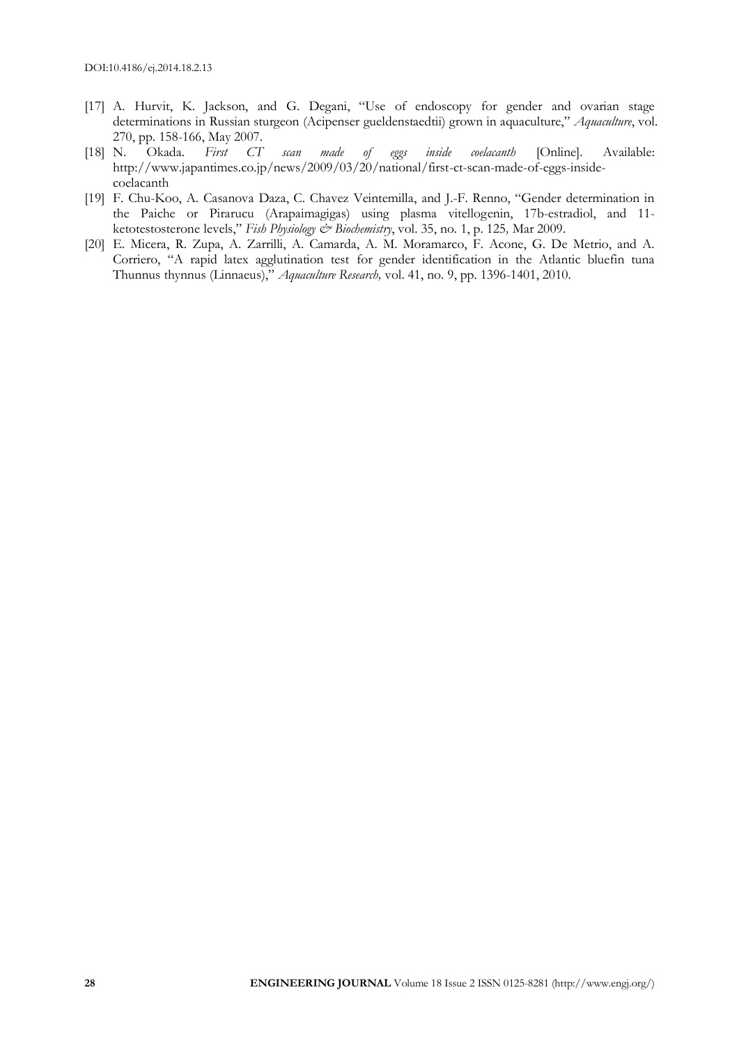[17] A. Hurvit, K. Jackson, and G. Degani, "Use of endoscopy for gender and ovarian stage determinations in Russian sturgeon (Acipenser gueldenstaedtii) grown in aquaculture," *Aquaculture*, vol. 270, pp. 158-166, May 2007.

[18] N. Okada. *First CT scan made of eggs inside coelacanth* [Online]. Available: http://www.japantimes.co.jp/news/2009/03/20/national/first-ct-scan-made-of-eggs-inside-coelacanth

[19] F. Chu-Koo, A. Casanova Daza, C. Chavez Veintemilla, and J.-F. Renno, "Gender determination in the Paiche or Pirarucu (Arapaimagigas) using plasma vitellogenin, 17b-estradiol, and 11-ketotestosterone levels," *Fish Physiology & Biochemistry*, vol. 35, no. 1, p. 125, Mar 2009.

[20] E. Micera, R. Zupa, A. Zarrilli, A. Camarda, A. M. Moramarco, F. Acone, G. De Metrio, and A. Corriero, "A rapid latex agglutination test for gender identification in the Atlantic bluefin tuna Thunnus thynnus (Linnaeus)," *Aquaculture Research*, vol. 41, no. 9, pp. 1396-1401, 2010.